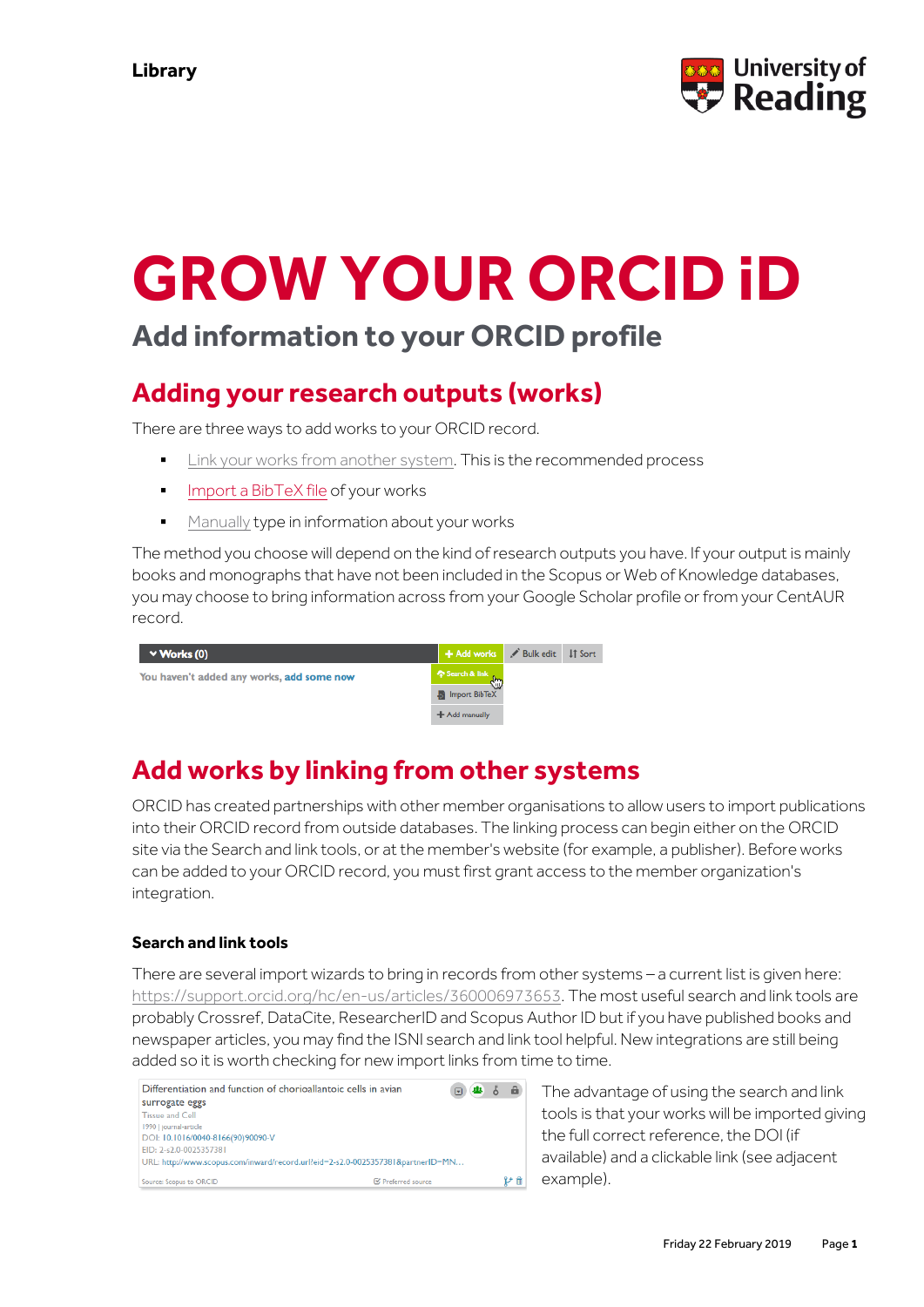Library

# GROW YOUR ORCID iD

## Add information to your ORCID profile

## Adding your research outputs (works)

There are three ways to add works to your ORCID record.

- Link your works from another system. This is the recommended process
- Import a BibTeX file of your works
- Manually type in information about your works

The method you choose will depend on the kind of research outputs you have. If your output is mainly books and monographs that have not been included in the Scopus or Web of Knowledge databases, you may choose to bring information across from your Google Scholar profile or from your CentAUR record.

## Add works by linking from other systems

ORCID has created partnerships with other member organisations to allow users to import publications into their ORCID record from outside databases. The linking process can begin either on the ORCID site via the Search and link tools, or at the member's website (for example, a publisher). Before works can be added to your ORCID record, you must first grant access to the member organization's integration.

### Search and link tools

There are several import wizards to bring in records from other systems – a current list is given here: https://support.orcid.org/hc/en-us/articles/360006973653. The most useful search and link tools are probably Crossref, DataCite, ResearcherID and Scopus Author ID but if you have published books and newspaper articles, you may find the ISNI search and link tool helpful. New integrations are still being added so it is worth checking for new import links from time to time.

The advantage of using the search and link tools is that your works will be imported giving the full correct reference, the DOI (if available) and a clickable link (see adjacent example).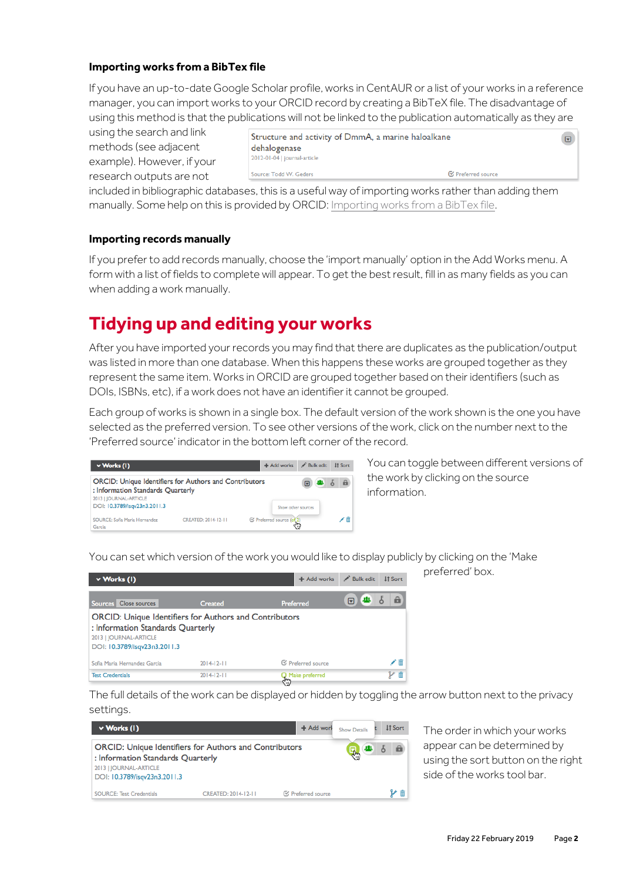### Importing works from a BibTex file

If you have an up-to-date Google Scholar profile, works in CentAUR or a list of your works in a reference manager, you can import works to your ORCID record by creating a BibTeX file. The disadvantage of using this method is that the publications will not be linked to the publication automatically as they are using the search and link methods (see adjacent example). However, if your research outputs are not included in bibliographic databases, this is a useful way of importing works rather than adding them manually. Some help on this is provided by ORCID: Importing works from a BibTex file.

### Importing records manually

If you prefer to add records manually, choose the 'import manually' option in the Add Works menu. A form with a list of fields to complete will appear. To get the best result, fill in as many fields as you can when adding a work manually.

## Tidying up and editing your works

After you have imported your records you may find that there are duplicates as the publication/output was listed in more than one database. When this happens these works are grouped together as they represent the same item. Works in ORCID are grouped together based on their identifiers (such as DOIs, ISBNs, etc), if a work does not have an identifier it cannot be grouped.

Each group of works is shown in a single box. The default version of the work shown is the one you have selected as the preferred version. To see other versions of the work, click on the number next to the 'Preferred source' indicator in the bottom left corner of the record.

You can toggle between different versions of the work by clicking on the source information.

You can set which version of the work you would like to display publicly by clicking on the 'Make preferred' box.

The full details of the work can be displayed or hidden by toggling the arrow button next to the privacy settings.

The order in which your works appear can be determined by using the sort button on the right side of the works tool bar.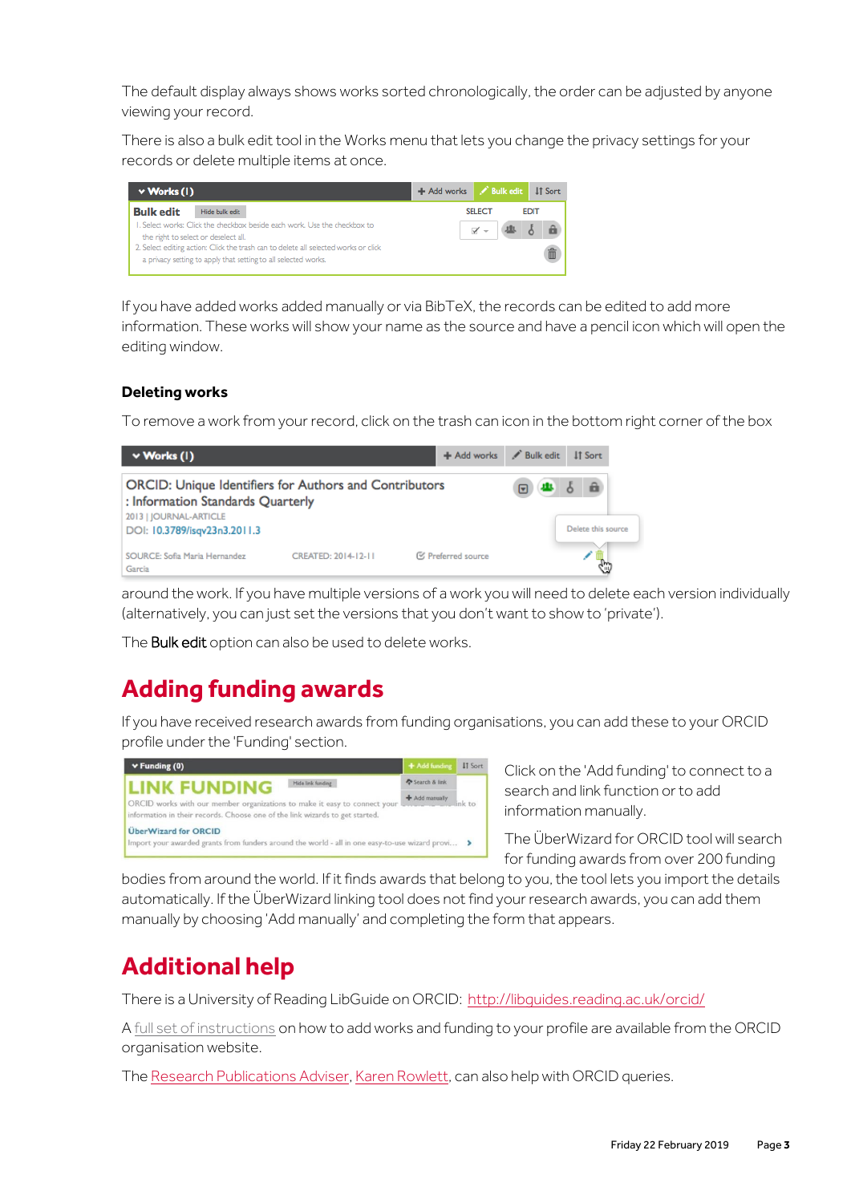The default display always shows works sorted chronologically, the order can be adjusted by anyone viewing your record.

There is also a bulk edit tool in the Works menu that lets you change the privacy settings for your records or delete multiple items at once.

If you have added works added manually or via BibTeX, the records can be edited to add more information. These works will show your name as the source and have a pencil icon which will open the editing window.

### Deleting works

To remove a work from your record, click on the trash can icon in the bottom right corner of the box around the work. If you have multiple versions of a work you will need to delete each version individually (alternatively, you can just set the versions that you don't want to show to 'private').

The **Bulk edit** option can also be used to delete works.

## Adding funding awards

If you have received research awards from funding organisations, you can add these to your ORCID profile under the 'Funding' section.

Click on the 'Add funding' to connect to a search and link function or to add information manually.

The ÜberWizard for ORCID tool will search for funding awards from over 200 funding bodies from around the world. If it finds awards that belong to you, the tool lets you import the details automatically. If the ÜberWizard linking tool does not find your research awards, you can add them manually by choosing 'Add manually' and completing the form that appears.

## Additional help

There is a University of Reading LibGuide on ORCID: http://libguides.reading.ac.uk/orcid/

A full set of instructions on how to add works and funding to your profile are available from the ORCID organisation website.

The Research Publications Adviser, Karen Rowlett, can also help with ORCID queries.

Friday 22 February 2019